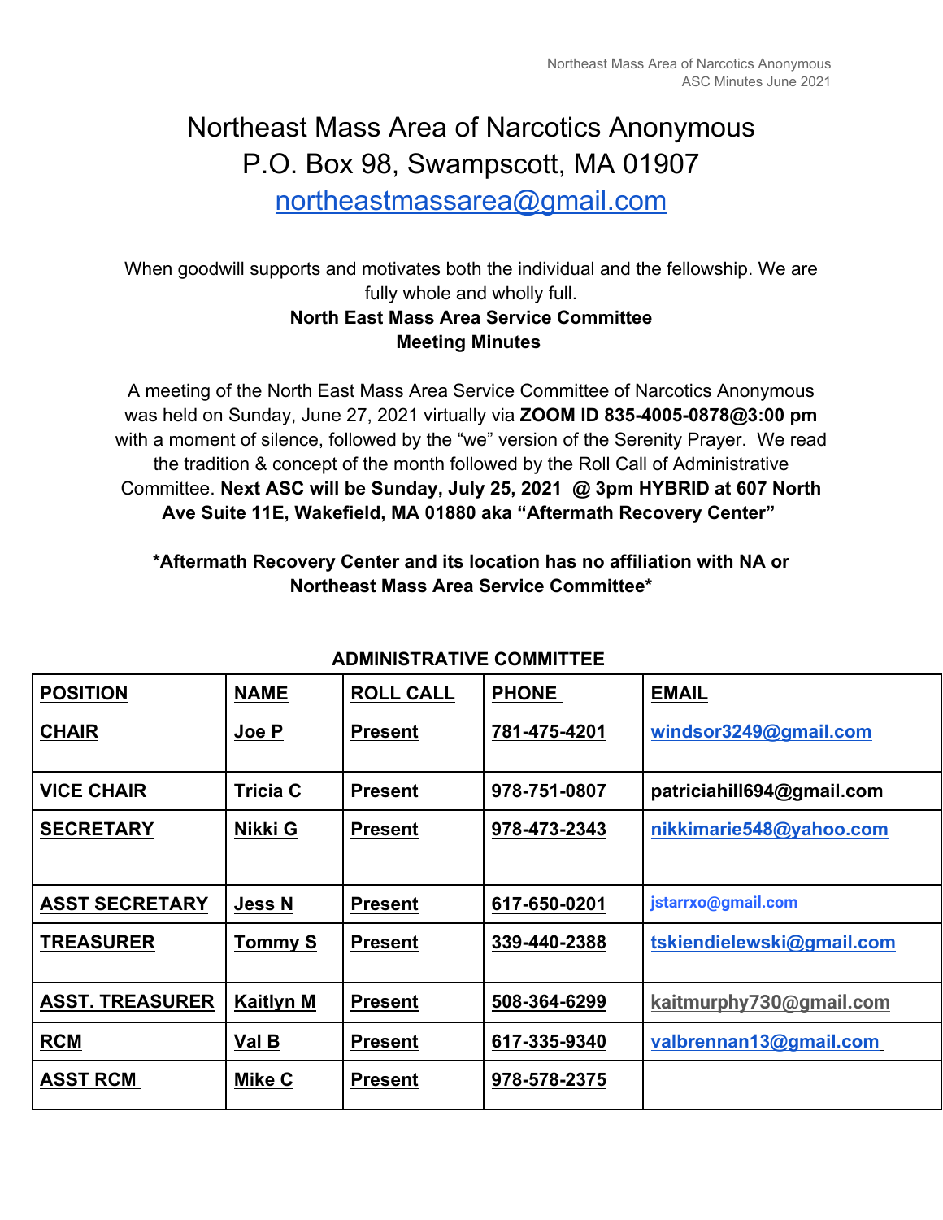# Northeast Mass Area of Narcotics Anonymous

P.O. Box 98, Swampscott, MA 01907

northeastmassarea@gmail.com

When goodwill supports and motivates both the individual and the fellowship. We are fully whole and wholly full.

**North East Mass Area Service Committee**
**Meeting Minutes**

A meeting of the North East Mass Area Service Committee of Narcotics Anonymous was held on Sunday, June 27, 2021 virtually via **ZOOM ID 835-4005-0878@3:00 pm** with a moment of silence, followed by the "we" version of the Serenity Prayer. We read the tradition & concept of the month followed by the Roll Call of Administrative Committee. **Next ASC will be Sunday, July 25, 2021 @ 3pm HYBRID at 607 North Ave Suite 11E, Wakefield, MA 01880 aka "Aftermath Recovery Center"**

**\*Aftermath Recovery Center and its location has no affiliation with NA or Northeast Mass Area Service Committee\***

**ADMINISTRATIVE COMMITTEE**

| POSITION | NAME | ROLL CALL | PHONE | EMAIL |
|---|---|---|---|---|
| CHAIR | Joe P | Present | 781-475-4201 | windsor3249@gmail.com |
| VICE CHAIR | Tricia C | Present | 978-751-0807 | patriciahill694@gmail.com |
| SECRETARY | Nikki G | Present | 978-473-2343 | nikkimarie548@yahoo.com |
| ASST SECRETARY | Jess N | Present | 617-650-0201 | jstarrxo@gmail.com |
| TREASURER | Tommy S | Present | 339-440-2388 | tskiendielewski@gmail.com |
| ASST. TREASURER | Kaitlyn M | Present | 508-364-6299 | kaitmurphy730@gmail.com |
| RCM | Val B | Present | 617-335-9340 | valbrennan13@gmail.com |
| ASST RCM | Mike C | Present | 978-578-2375 | |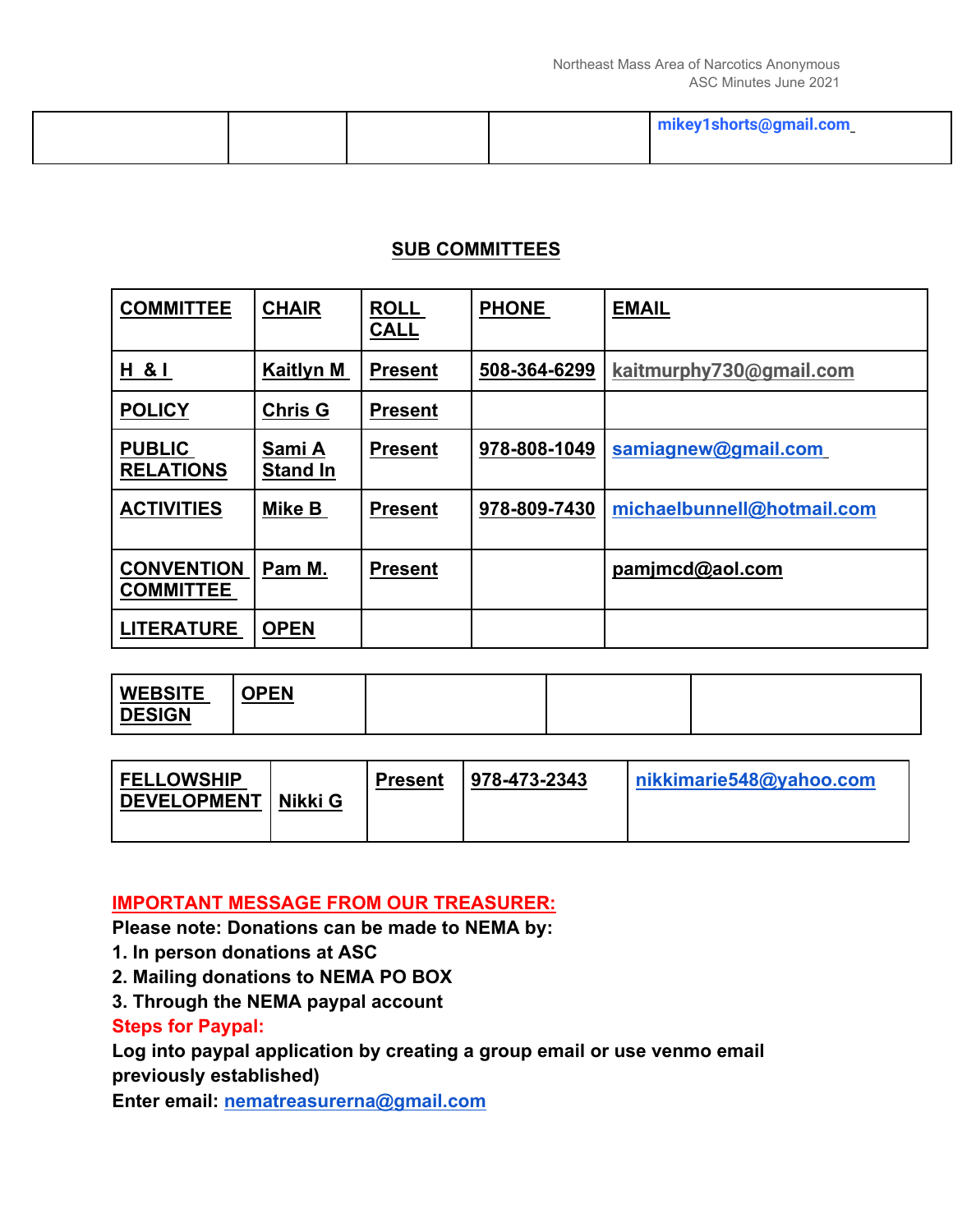| | | | | mikey1shorts@gmail.com |
|---|---|---|---|---|

## SUB COMMITTEES

| COMMITTEE | CHAIR | ROLL CALL | PHONE | EMAIL |
|---|---|---|---|---|
| H & I | Kaitlyn M | Present | 508-364-6299 | kaitmurphy730@gmail.com |
| POLICY | Chris G | Present | | |
| PUBLIC RELATIONS | Sami A Stand In | Present | 978-808-1049 | samiagnew@gmail.com |
| ACTIVITIES | Mike B | Present | 978-809-7430 | michaelbunnell@hotmail.com |
| CONVENTION COMMITTEE | Pam M. | Present | | pamjmcd@aol.com |
| LITERATURE | OPEN | | | |
| WEBSITE DESIGN | OPEN | | | |
| FELLOWSHIP DEVELOPMENT | Nikki G | Present | 978-473-2343 | nikkimarie548@yahoo.com |

**IMPORTANT MESSAGE FROM OUR TREASURER:**

**Please note: Donations can be made to NEMA by:**

**1. In person donations at ASC**

**2. Mailing donations to NEMA PO BOX**

**3. Through the NEMA paypal account**

**Steps for Paypal:**

**Log into paypal application by creating a group email or use venmo email previously established)**

**Enter email: nematreasurerna@gmail.com**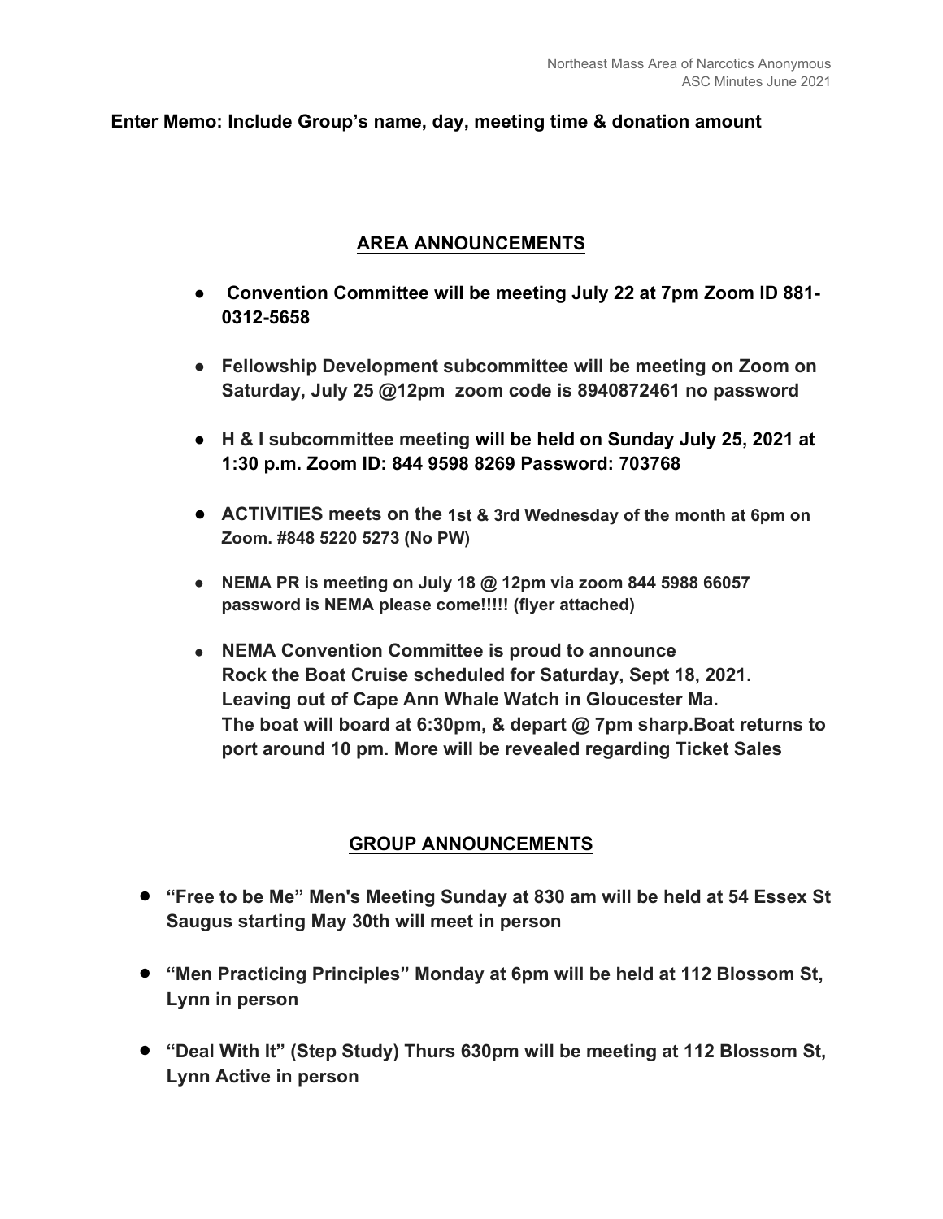**Enter Memo: Include Group's name, day, meeting time & donation amount**

## AREA ANNOUNCEMENTS

- **Convention Committee will be meeting July 22 at 7pm Zoom ID 881-0312-5658**
- **Fellowship Development subcommittee will be meeting on Zoom on Saturday, July 25 @12pm zoom code is 8940872461 no password**
- **H & I subcommittee meeting will be held on Sunday July 25, 2021 at 1:30 p.m. Zoom ID: 844 9598 8269 Password: 703768**
- **ACTIVITIES meets on the 1st & 3rd Wednesday of the month at 6pm on Zoom. #848 5220 5273 (No PW)**
- **NEMA PR is meeting on July 18 @ 12pm via zoom 844 5988 66057 password is NEMA please come!!!!! (flyer attached)**
- **NEMA Convention Committee is proud to announce Rock the Boat Cruise scheduled for Saturday, Sept 18, 2021. Leaving out of Cape Ann Whale Watch in Gloucester Ma. The boat will board at 6:30pm, & depart @ 7pm sharp.Boat returns to port around 10 pm. More will be revealed regarding Ticket Sales**

## GROUP ANNOUNCEMENTS

- **"Free to be Me" Men's Meeting Sunday at 830 am will be held at 54 Essex St Saugus starting May 30th will meet in person**
- **"Men Practicing Principles" Monday at 6pm will be held at 112 Blossom St, Lynn in person**
- **"Deal With It" (Step Study) Thurs 630pm will be meeting at 112 Blossom St, Lynn Active in person**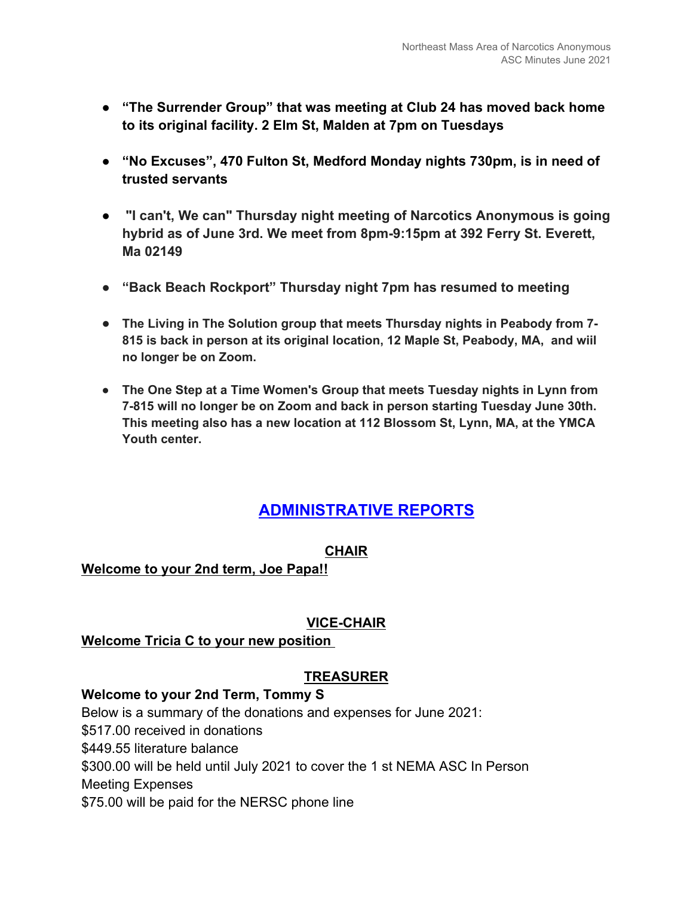- **“The Surrender Group” that was meeting at Club 24 has moved back home to its original facility. 2 Elm St, Malden at 7pm on Tuesdays**

- **“No Excuses”, 470 Fulton St, Medford Monday nights 730pm, is in need of trusted servants**

- **"I can't, We can" Thursday night meeting of Narcotics Anonymous is going hybrid as of June 3rd. We meet from 8pm-9:15pm at 392 Ferry St. Everett, Ma 02149**

- **“Back Beach Rockport” Thursday night 7pm has resumed to meeting**

- **The Living in The Solution group that meets Thursday nights in Peabody from 7-815 is back in person at its original location, 12 Maple St, Peabody, MA, and wiil no longer be on Zoom.**

- **The One Step at a Time Women's Group that meets Tuesday nights in Lynn from 7-815 will no longer be on Zoom and back in person starting Tuesday June 30th. This meeting also has a new location at 112 Blossom St, Lynn, MA, at the YMCA Youth center.**

## ADMINISTRATIVE REPORTS

### CHAIR

**Welcome to your 2nd term, Joe Papa!!**

### VICE-CHAIR

**Welcome Tricia C to your new position**

### TREASURER

**Welcome to your 2nd Term, Tommy S**

Below is a summary of the donations and expenses for June 2021:

$517.00 received in donations

$449.55 literature balance

$300.00 will be held until July 2021 to cover the 1 st NEMA ASC In Person Meeting Expenses

$75.00 will be paid for the NERSC phone line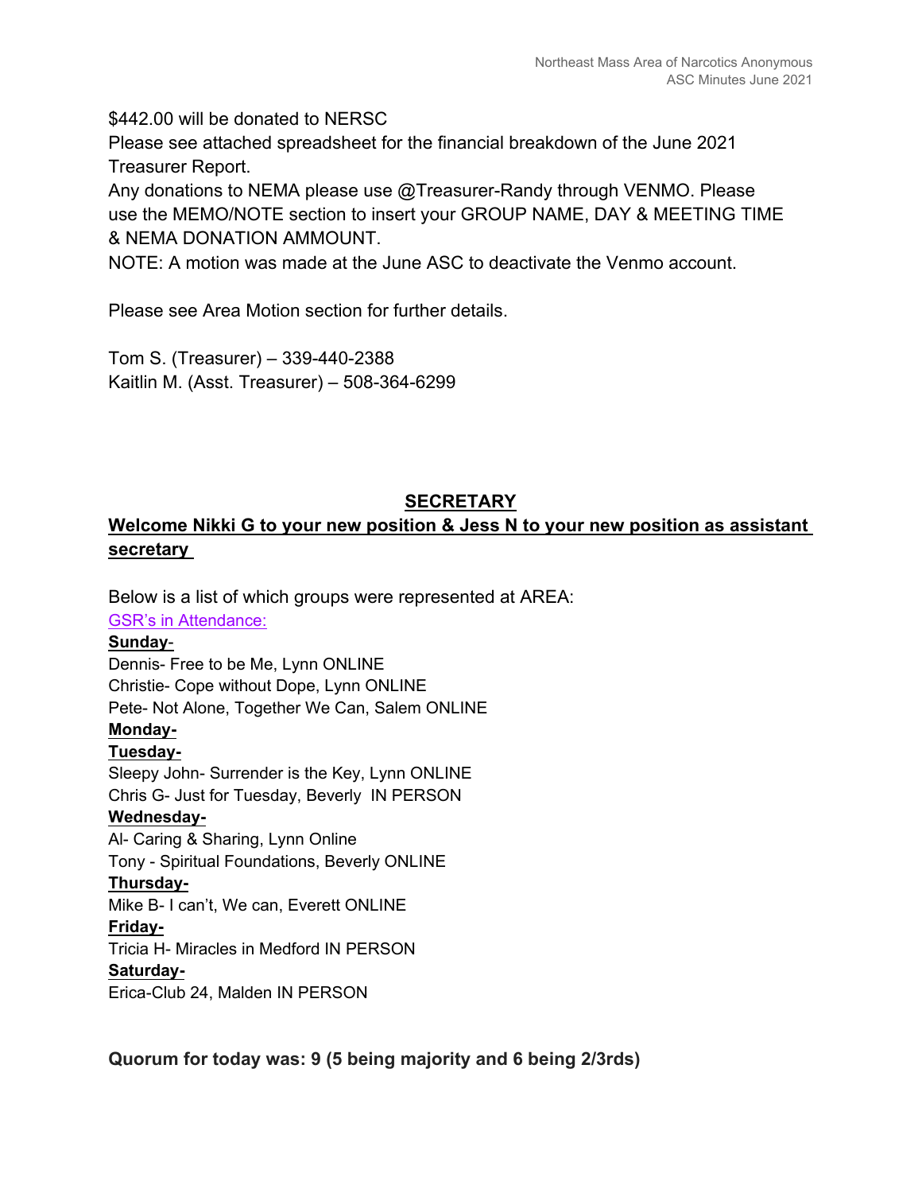$442.00 will be donated to NERSC
Please see attached spreadsheet for the financial breakdown of the June 2021 Treasurer Report.
Any donations to NEMA please use @Treasurer-Randy through VENMO. Please use the MEMO/NOTE section to insert your GROUP NAME, DAY & MEETING TIME & NEMA DONATION AMMOUNT.
NOTE: A motion was made at the June ASC to deactivate the Venmo account.

Please see Area Motion section for further details.

Tom S. (Treasurer) – 339-440-2388
Kaitlin M. (Asst. Treasurer) – 508-364-6299

## SECRETARY

**Welcome Nikki G to your new position & Jess N to your new position as assistant secretary**

Below is a list of which groups were represented at AREA:

GSR's in Attendance:

**Sunday-**
Dennis- Free to be Me, Lynn ONLINE
Christie- Cope without Dope, Lynn ONLINE
Pete- Not Alone, Together We Can, Salem ONLINE

**Monday-**

**Tuesday-**
Sleepy John- Surrender is the Key, Lynn ONLINE
Chris G- Just for Tuesday, Beverly IN PERSON

**Wednesday-**
Al- Caring & Sharing, Lynn Online
Tony - Spiritual Foundations, Beverly ONLINE

**Thursday-**
Mike B- I can't, We can, Everett ONLINE

**Friday-**
Tricia H- Miracles in Medford IN PERSON

**Saturday-**
Erica-Club 24, Malden IN PERSON

**Quorum for today was: 9 (5 being majority and 6 being 2/3rds)**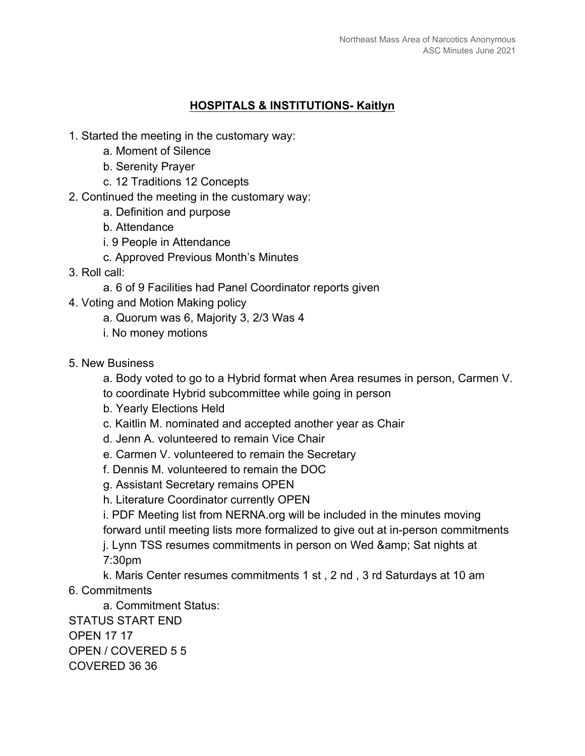## HOSPITALS & INSTITUTIONS- Kaitlyn

1. Started the meeting in the customary way:
    a. Moment of Silence
    b. Serenity Prayer
    c. 12 Traditions 12 Concepts
2. Continued the meeting in the customary way:
    a. Definition and purpose
    b. Attendance
    i. 9 People in Attendance
    c. Approved Previous Month's Minutes
3. Roll call:
    a. 6 of 9 Facilities had Panel Coordinator reports given
4. Voting and Motion Making policy
    a. Quorum was 6, Majority 3, 2/3 Was 4
    i. No money motions

5. New Business
    a. Body voted to go to a Hybrid format when Area resumes in person, Carmen V. to coordinate Hybrid subcommittee while going in person
    b. Yearly Elections Held
    c. Kaitlin M. nominated and accepted another year as Chair
    d. Jenn A. volunteered to remain Vice Chair
    e. Carmen V. volunteered to remain the Secretary
    f. Dennis M. volunteered to remain the DOC
    g. Assistant Secretary remains OPEN
    h. Literature Coordinator currently OPEN
    i. PDF Meeting list from NERNA.org will be included in the minutes moving forward until meeting lists more formalized to give out at in-person commitments
    j. Lynn TSS resumes commitments in person on Wed &amp; Sat nights at 7:30pm
    k. Maris Center resumes commitments 1 st , 2 nd , 3 rd Saturdays at 10 am
6. Commitments
    a. Commitment Status:

| STATUS | START | END |
|---|---|---|
| OPEN | 17 | 17 |
| OPEN / COVERED | 5 | 5 |
| COVERED | 36 | 36 |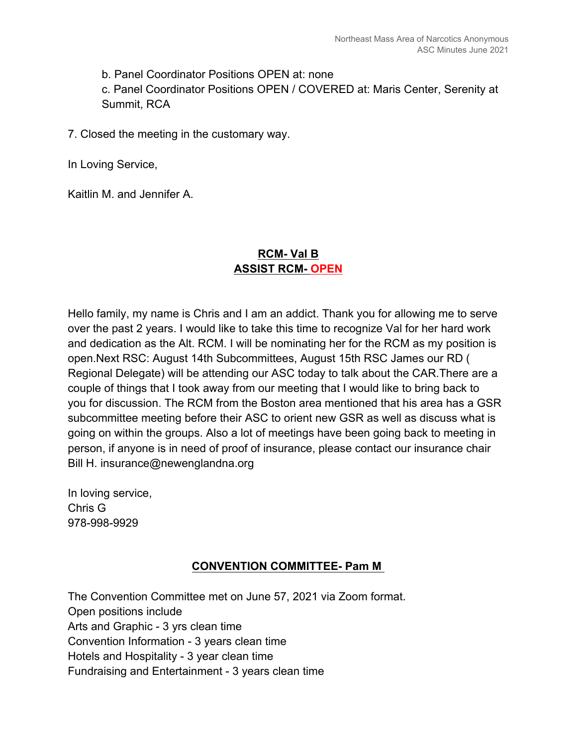b. Panel Coordinator Positions OPEN at: none

c. Panel Coordinator Positions OPEN / COVERED at: Maris Center, Serenity at Summit, RCA

7. Closed the meeting in the customary way.

In Loving Service,

Kaitlin M. and Jennifer A.

## RCM- Val B
## ASSIST RCM- OPEN

Hello family, my name is Chris and I am an addict. Thank you for allowing me to serve over the past 2 years. I would like to take this time to recognize Val for her hard work and dedication as the Alt. RCM. I will be nominating her for the RCM as my position is open.Next RSC: August 14th Subcommittees, August 15th RSC James our RD ( Regional Delegate) will be attending our ASC today to talk about the CAR.There are a couple of things that I took away from our meeting that I would like to bring back to you for discussion. The RCM from the Boston area mentioned that his area has a GSR subcommittee meeting before their ASC to orient new GSR as well as discuss what is going on within the groups. Also a lot of meetings have been going back to meeting in person, if anyone is in need of proof of insurance, please contact our insurance chair Bill H. insurance@newenglandna.org

In loving service,
Chris G
978-998-9929

## CONVENTION COMMITTEE- Pam M

The Convention Committee met on June 57, 2021 via Zoom format.
Open positions include
Arts and Graphic - 3 yrs clean time
Convention Information - 3 years clean time
Hotels and Hospitality - 3 year clean time
Fundraising and Entertainment - 3 years clean time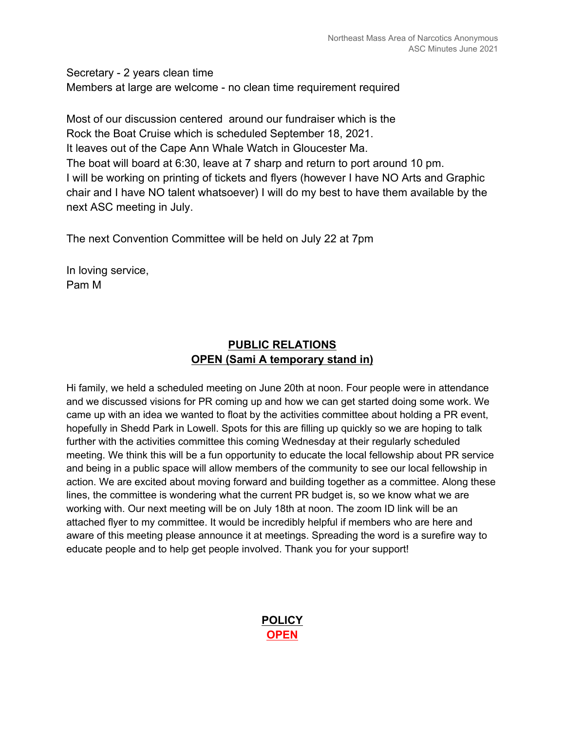Secretary - 2 years clean time
Members at large are welcome - no clean time requirement required

Most of our discussion centered around our fundraiser which is the Rock the Boat Cruise which is scheduled September 18, 2021.
It leaves out of the Cape Ann Whale Watch in Gloucester Ma.
The boat will board at 6:30, leave at 7 sharp and return to port around 10 pm.
I will be working on printing of tickets and flyers (however I have NO Arts and Graphic chair and I have NO talent whatsoever) I will do my best to have them available by the next ASC meeting in July.

The next Convention Committee will be held on July 22 at 7pm

In loving service,
Pam M

## PUBLIC RELATIONS
## OPEN (Sami A temporary stand in)

Hi family, we held a scheduled meeting on June 20th at noon. Four people were in attendance and we discussed visions for PR coming up and how we can get started doing some work. We came up with an idea we wanted to float by the activities committee about holding a PR event, hopefully in Shedd Park in Lowell. Spots for this are filling up quickly so we are hoping to talk further with the activities committee this coming Wednesday at their regularly scheduled meeting. We think this will be a fun opportunity to educate the local fellowship about PR service and being in a public space will allow members of the community to see our local fellowship in action. We are excited about moving forward and building together as a committee. Along these lines, the committee is wondering what the current PR budget is, so we know what we are working with. Our next meeting will be on July 18th at noon. The zoom ID link will be an attached flyer to my committee. It would be incredibly helpful if members who are here and aware of this meeting please announce it at meetings. Spreading the word is a surefire way to educate people and to help get people involved. Thank you for your support!

## POLICY
## OPEN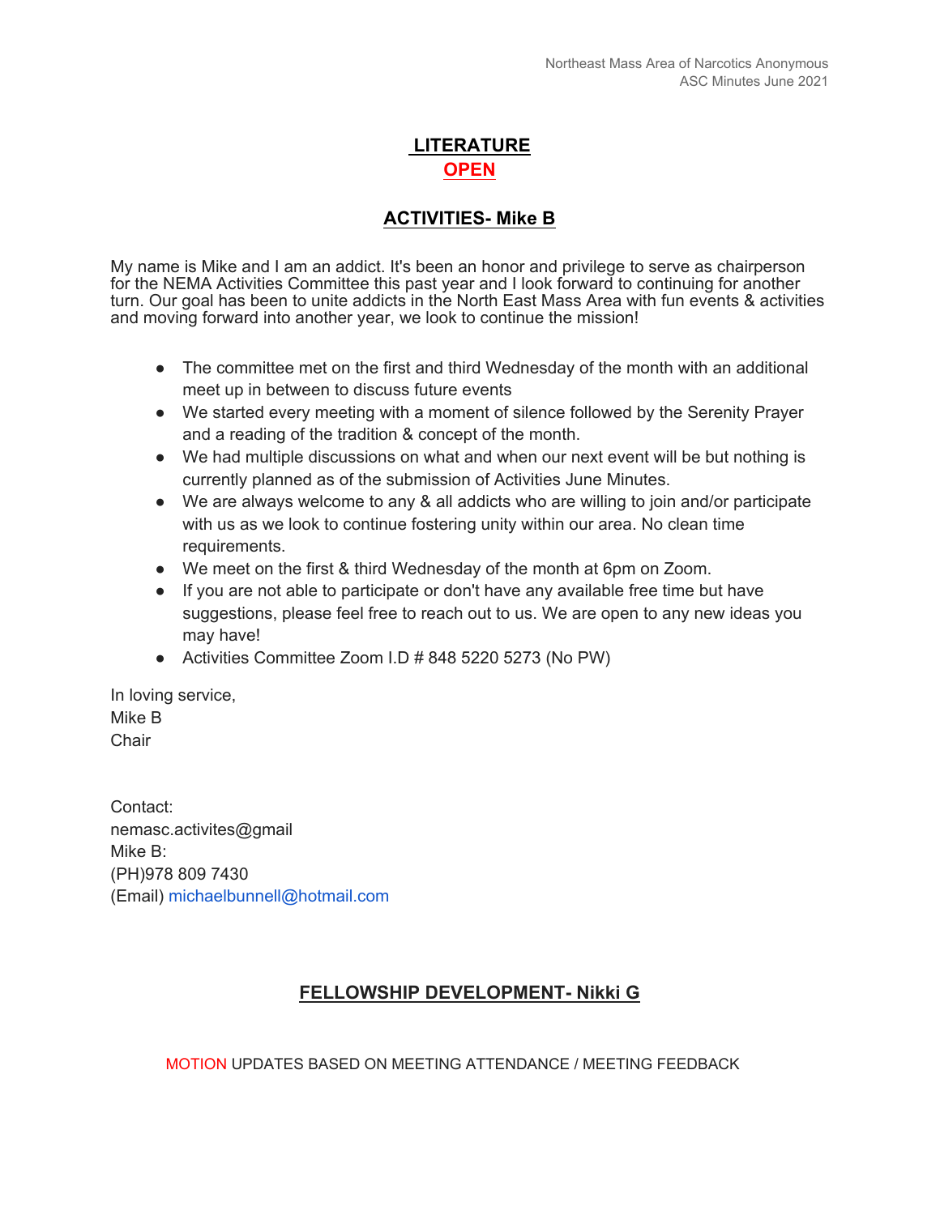## LITERATURE

**OPEN**

## ACTIVITIES- Mike B

My name is Mike and I am an addict. It's been an honor and privilege to serve as chairperson for the NEMA Activities Committee this past year and I look forward to continuing for another turn. Our goal has been to unite addicts in the North East Mass Area with fun events & activities and moving forward into another year, we look to continue the mission!

- The committee met on the first and third Wednesday of the month with an additional meet up in between to discuss future events
- We started every meeting with a moment of silence followed by the Serenity Prayer and a reading of the tradition & concept of the month.
- We had multiple discussions on what and when our next event will be but nothing is currently planned as of the submission of Activities June Minutes.
- We are always welcome to any & all addicts who are willing to join and/or participate with us as we look to continue fostering unity within our area. No clean time requirements.
- We meet on the first & third Wednesday of the month at 6pm on Zoom.
- If you are not able to participate or don't have any available free time but have suggestions, please feel free to reach out to us. We are open to any new ideas you may have!
- Activities Committee Zoom I.D # 848 5220 5273 (No PW)

In loving service,
Mike B
Chair

Contact:
nemasc.activites@gmail
Mike B:
(PH)978 809 7430
(Email) michaelbunnell@hotmail.com

## FELLOWSHIP DEVELOPMENT- Nikki G

MOTION UPDATES BASED ON MEETING ATTENDANCE / MEETING FEEDBACK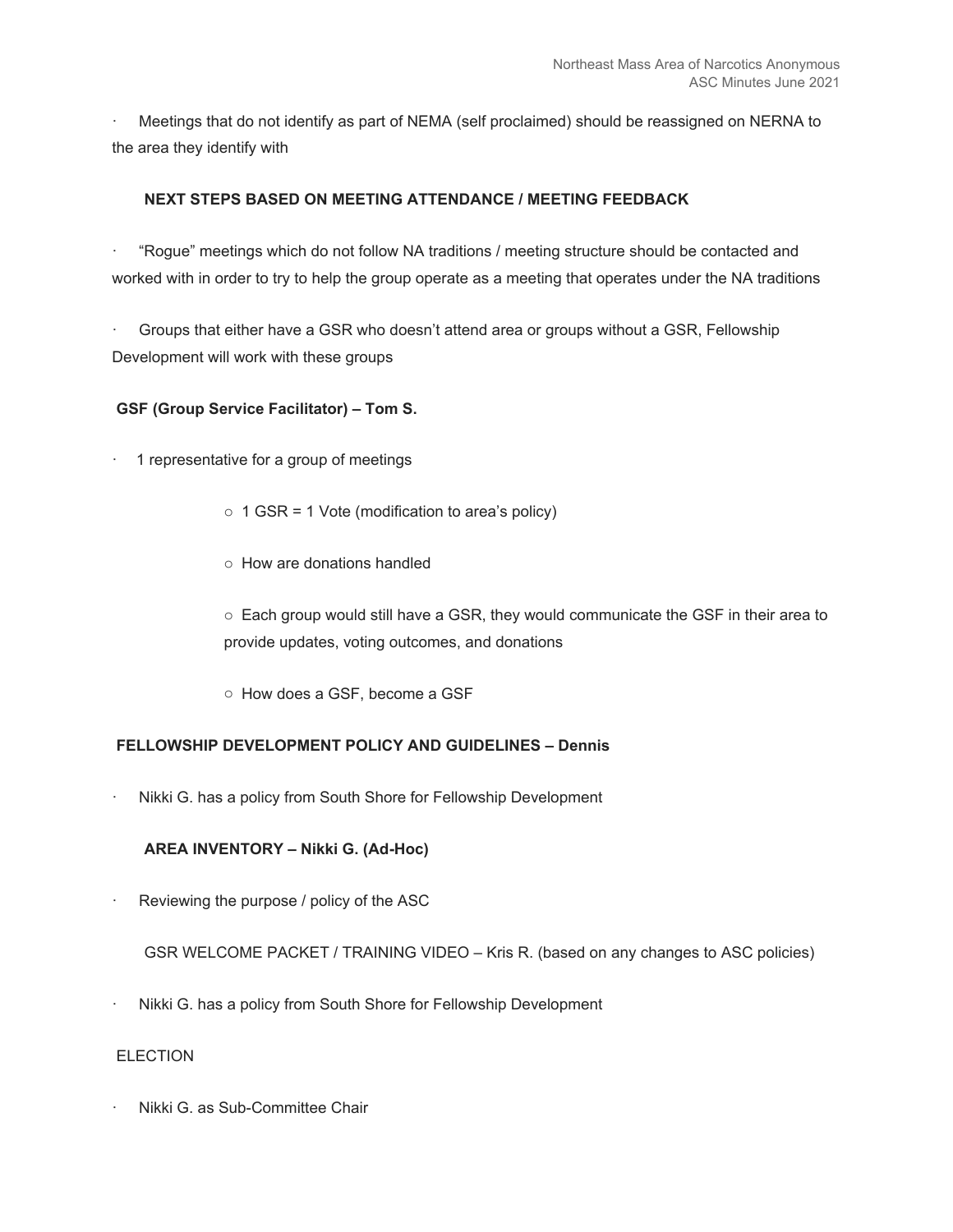- Meetings that do not identify as part of NEMA (self proclaimed) should be reassigned on NERNA to the area they identify with

**NEXT STEPS BASED ON MEETING ATTENDANCE / MEETING FEEDBACK**

- “Rogue” meetings which do not follow NA traditions / meeting structure should be contacted and worked with in order to try to help the group operate as a meeting that operates under the NA traditions

- Groups that either have a GSR who doesn’t attend area or groups without a GSR, Fellowship Development will work with these groups

**GSF (Group Service Facilitator) – Tom S.**

- 1 representative for a group of meetings
  - 1 GSR = 1 Vote (modification to area’s policy)
  - How are donations handled
  - Each group would still have a GSR, they would communicate the GSF in their area to provide updates, voting outcomes, and donations
  - How does a GSF, become a GSF

**FELLOWSHIP DEVELOPMENT POLICY AND GUIDELINES – Dennis**

- Nikki G. has a policy from South Shore for Fellowship Development

**AREA INVENTORY – Nikki G. (Ad-Hoc)**

- Reviewing the purpose / policy of the ASC

GSR WELCOME PACKET / TRAINING VIDEO – Kris R. (based on any changes to ASC policies)

- Nikki G. has a policy from South Shore for Fellowship Development

ELECTION

- Nikki G. as Sub-Committee Chair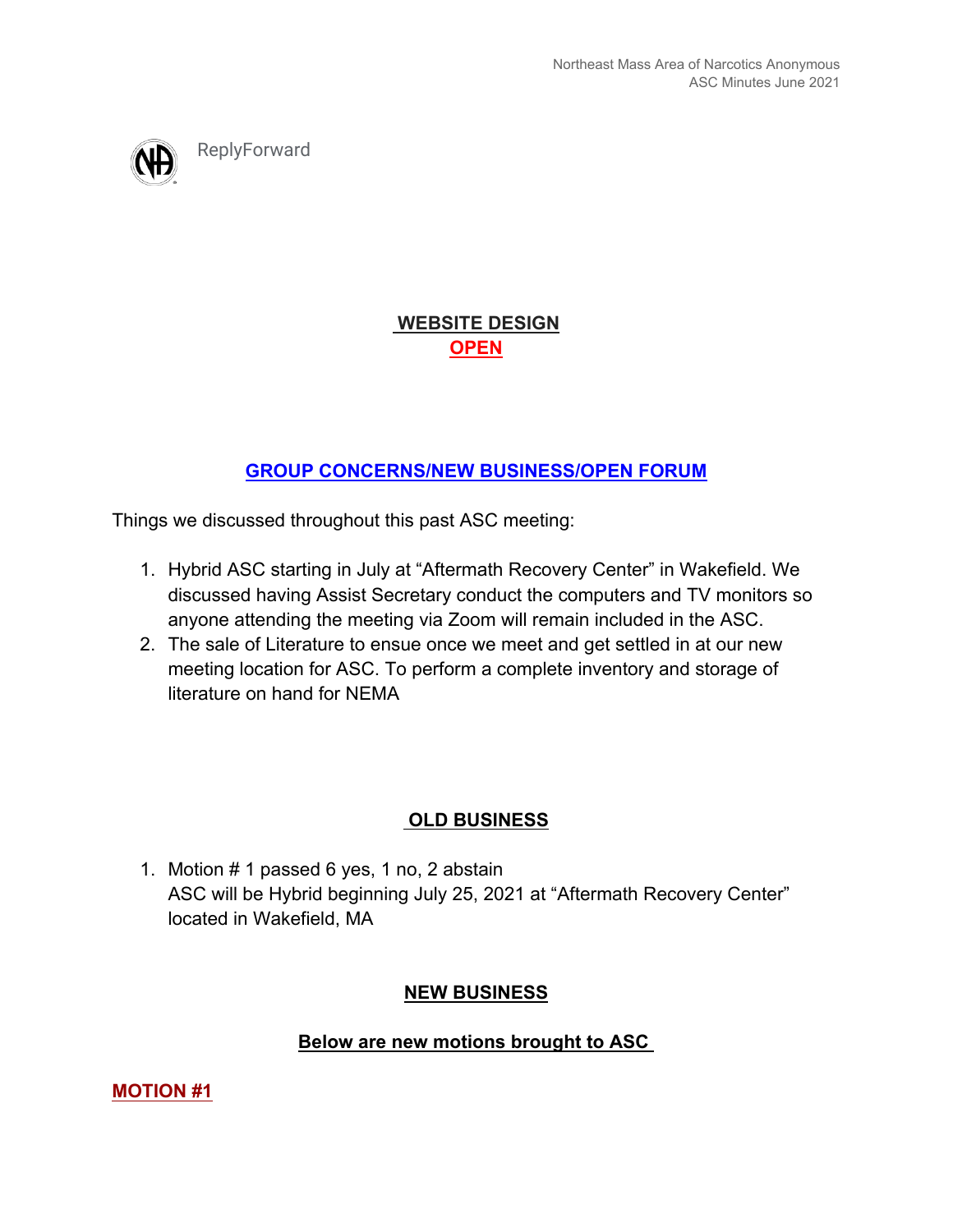ReplyForward

## WEBSITE DESIGN

**OPEN**

## GROUP CONCERNS/NEW BUSINESS/OPEN FORUM

Things we discussed throughout this past ASC meeting:

1. Hybrid ASC starting in July at “Aftermath Recovery Center” in Wakefield. We discussed having Assist Secretary conduct the computers and TV monitors so anyone attending the meeting via Zoom will remain included in the ASC.
2. The sale of Literature to ensue once we meet and get settled in at our new meeting location for ASC. To perform a complete inventory and storage of literature on hand for NEMA

## OLD BUSINESS

1. Motion # 1 passed 6 yes, 1 no, 2 abstain
   ASC will be Hybrid beginning July 25, 2021 at “Aftermath Recovery Center” located in Wakefield, MA

## NEW BUSINESS

### Below are new motions brought to ASC

**MOTION #1**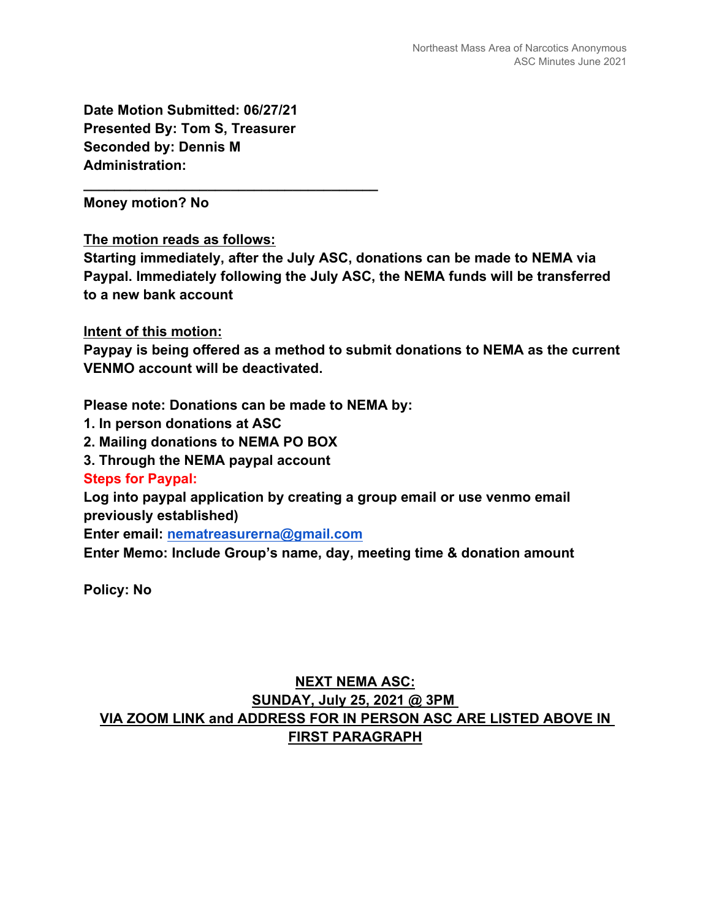**Date Motion Submitted: 06/27/21**
**Presented By: Tom S, Treasurer**
**Seconded by: Dennis M**
**Administration:**

---

**Money motion? No**

**<u>The motion reads as follows:</u>**
**Starting immediately, after the July ASC, donations can be made to NEMA via Paypal. Immediately following the July ASC, the NEMA funds will be transferred to a new bank account**

**<u>Intent of this motion:</u>**
**Paypay is being offered as a method to submit donations to NEMA as the current VENMO account will be deactivated.**

**Please note: Donations can be made to NEMA by:**
**1. In person donations at ASC**
**2. Mailing donations to NEMA PO BOX**
**3. Through the NEMA paypal account**
**Steps for Paypal:**
**Log into paypal application by creating a group email or use venmo email previously established)**
**Enter email: nematreasurerna@gmail.com**
**Enter Memo: Include Group's name, day, meeting time & donation amount**

**Policy: No**

**<u>NEXT NEMA ASC:</u>**
**<u>SUNDAY, July 25, 2021 @ 3PM</u>**
**<u>VIA ZOOM LINK and ADDRESS FOR IN PERSON ASC ARE LISTED ABOVE IN FIRST PARAGRAPH</u>**